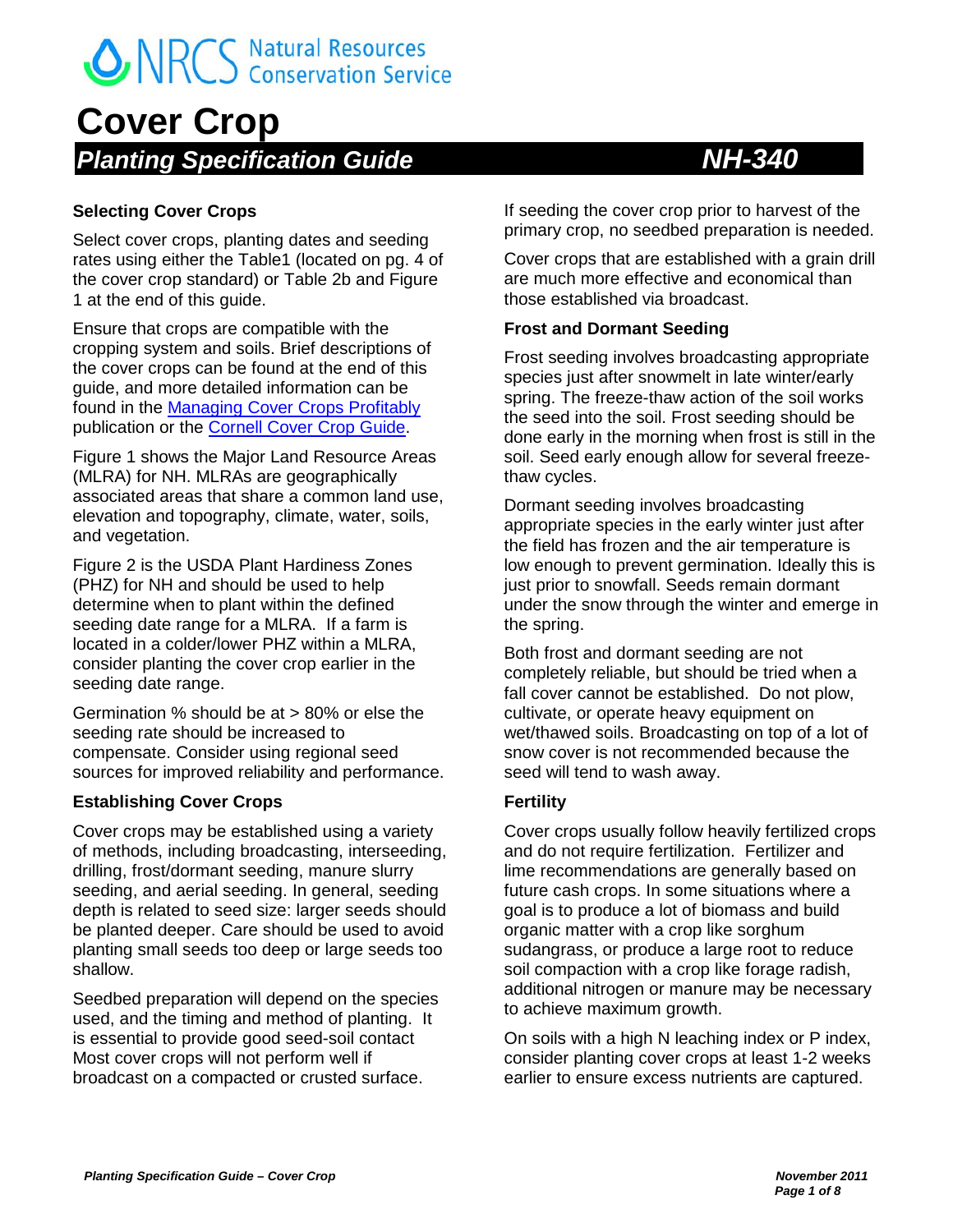# Cover Crop

## *Planting Specification Guide* *NH-340*

### Selecting Cover Crops

Select cover crops, planting dates and seeding rates using either the Table1 (located on pg. 4 of the cover crop standard) or Table 2b and Figure 1 at the end of this guide.

Ensure that crops are compatible with the cropping system and soils. Brief descriptions of the cover crops can be found at the end of this guide, and more detailed information can be found in the [Managing Cover Crops Profitably](#) publication or the [Cornell Cover Crop Guide](#).

Figure 1 shows the Major Land Resource Areas (MLRA) for NH. MLRAs are geographically associated areas that share a common land use, elevation and topography, climate, water, soils, and vegetation.

Figure 2 is the USDA Plant Hardiness Zones (PHZ) for NH and should be used to help determine when to plant within the defined seeding date range for a MLRA. If a farm is located in a colder/lower PHZ within a MLRA, consider planting the cover crop earlier in the seeding date range.

Germination % should be at > 80% or else the seeding rate should be increased to compensate. Consider using regional seed sources for improved reliability and performance.

### Establishing Cover Crops

Cover crops may be established using a variety of methods, including broadcasting, interseeding, drilling, frost/dormant seeding, manure slurry seeding, and aerial seeding. In general, seeding depth is related to seed size: larger seeds should be planted deeper. Care should be used to avoid planting small seeds too deep or large seeds too shallow.

Seedbed preparation will depend on the species used, and the timing and method of planting. It is essential to provide good seed-soil contact Most cover crops will not perform well if broadcast on a compacted or crusted surface.

If seeding the cover crop prior to harvest of the primary crop, no seedbed preparation is needed.

Cover crops that are established with a grain drill are much more effective and economical than those established via broadcast.

### Frost and Dormant Seeding

Frost seeding involves broadcasting appropriate species just after snowmelt in late winter/early spring. The freeze-thaw action of the soil works the seed into the soil. Frost seeding should be done early in the morning when frost is still in the soil. Seed early enough allow for several freeze-thaw cycles.

Dormant seeding involves broadcasting appropriate species in the early winter just after the field has frozen and the air temperature is low enough to prevent germination. Ideally this is just prior to snowfall. Seeds remain dormant under the snow through the winter and emerge in the spring.

Both frost and dormant seeding are not completely reliable, but should be tried when a fall cover cannot be established. Do not plow, cultivate, or operate heavy equipment on wet/thawed soils. Broadcasting on top of a lot of snow cover is not recommended because the seed will tend to wash away.

### Fertility

Cover crops usually follow heavily fertilized crops and do not require fertilization. Fertilizer and lime recommendations are generally based on future cash crops. In some situations where a goal is to produce a lot of biomass and build organic matter with a crop like sorghum sudangrass, or produce a large root to reduce soil compaction with a crop like forage radish, additional nitrogen or manure may be necessary to achieve maximum growth.

On soils with a high N leaching index or P index, consider planting cover crops at least 1-2 weeks earlier to ensure excess nutrients are captured.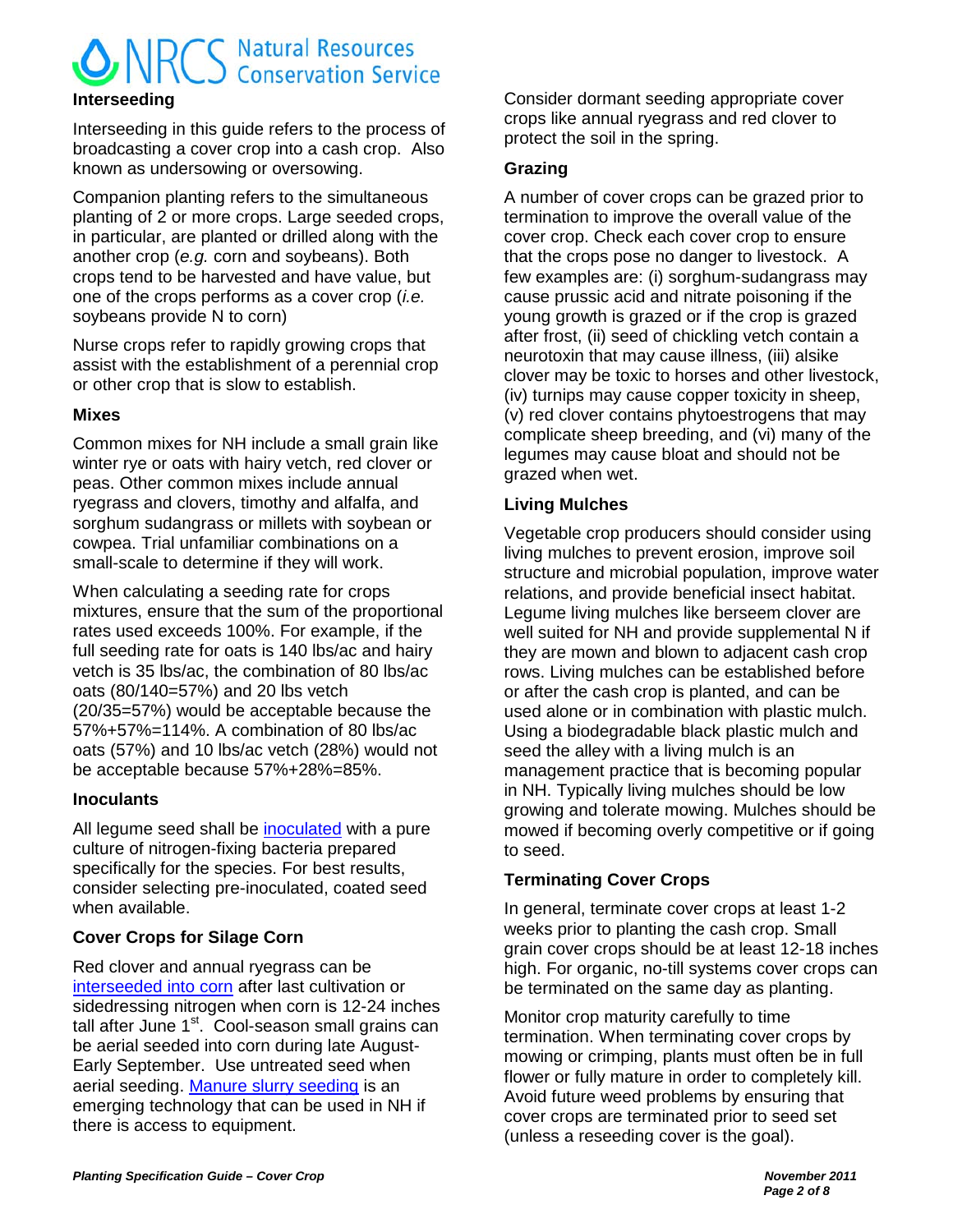### Interseeding

Interseeding in this guide refers to the process of broadcasting a cover crop into a cash crop. Also known as undersowing or oversowing.

Companion planting refers to the simultaneous planting of 2 or more crops. Large seeded crops, in particular, are planted or drilled along with the another crop (*e.g.* corn and soybeans). Both crops tend to be harvested and have value, but one of the crops performs as a cover crop (*i.e.* soybeans provide N to corn)

Nurse crops refer to rapidly growing crops that assist with the establishment of a perennial crop or other crop that is slow to establish.

### Mixes

Common mixes for NH include a small grain like winter rye or oats with hairy vetch, red clover or peas. Other common mixes include annual ryegrass and clovers, timothy and alfalfa, and sorghum sudangrass or millets with soybean or cowpea. Trial unfamiliar combinations on a small-scale to determine if they will work.

When calculating a seeding rate for crops mixtures, ensure that the sum of the proportional rates used exceeds 100%. For example, if the full seeding rate for oats is 140 lbs/ac and hairy vetch is 35 lbs/ac, the combination of 80 lbs/ac oats (80/140=57%) and 20 lbs vetch (20/35=57%) would be acceptable because the 57%+57%=114%. A combination of 80 lbs/ac oats (57%) and 10 lbs/ac vetch (28%) would not be acceptable because 57%+28%=85%.

### Inoculants

All legume seed shall be inoculated with a pure culture of nitrogen-fixing bacteria prepared specifically for the species. For best results, consider selecting pre-inoculated, coated seed when available.

### Cover Crops for Silage Corn

Red clover and annual ryegrass can be interseeded into corn after last cultivation or sidedressing nitrogen when corn is 12-24 inches tall after June 1st. Cool-season small grains can be aerial seeded into corn during late August-Early September. Use untreated seed when aerial seeding. Manure slurry seeding is an emerging technology that can be used in NH if there is access to equipment.

Consider dormant seeding appropriate cover crops like annual ryegrass and red clover to protect the soil in the spring.

### Grazing

A number of cover crops can be grazed prior to termination to improve the overall value of the cover crop. Check each cover crop to ensure that the crops pose no danger to livestock. A few examples are: (i) sorghum-sudangrass may cause prussic acid and nitrate poisoning if the young growth is grazed or if the crop is grazed after frost, (ii) seed of chickling vetch contain a neurotoxin that may cause illness, (iii) alsike clover may be toxic to horses and other livestock, (iv) turnips may cause copper toxicity in sheep, (v) red clover contains phytoestrogens that may complicate sheep breeding, and (vi) many of the legumes may cause bloat and should not be grazed when wet.

### Living Mulches

Vegetable crop producers should consider using living mulches to prevent erosion, improve soil structure and microbial population, improve water relations, and provide beneficial insect habitat. Legume living mulches like berseem clover are well suited for NH and provide supplemental N if they are mown and blown to adjacent cash crop rows. Living mulches can be established before or after the cash crop is planted, and can be used alone or in combination with plastic mulch. Using a biodegradable black plastic mulch and seed the alley with a living mulch is an management practice that is becoming popular in NH. Typically living mulches should be low growing and tolerate mowing. Mulches should be mowed if becoming overly competitive or if going to seed.

### Terminating Cover Crops

In general, terminate cover crops at least 1-2 weeks prior to planting the cash crop. Small grain cover crops should be at least 12-18 inches high. For organic, no-till systems cover crops can be terminated on the same day as planting.

Monitor crop maturity carefully to time termination. When terminating cover crops by mowing or crimping, plants must often be in full flower or fully mature in order to completely kill. Avoid future weed problems by ensuring that cover crops are terminated prior to seed set (unless a reseeding cover is the goal).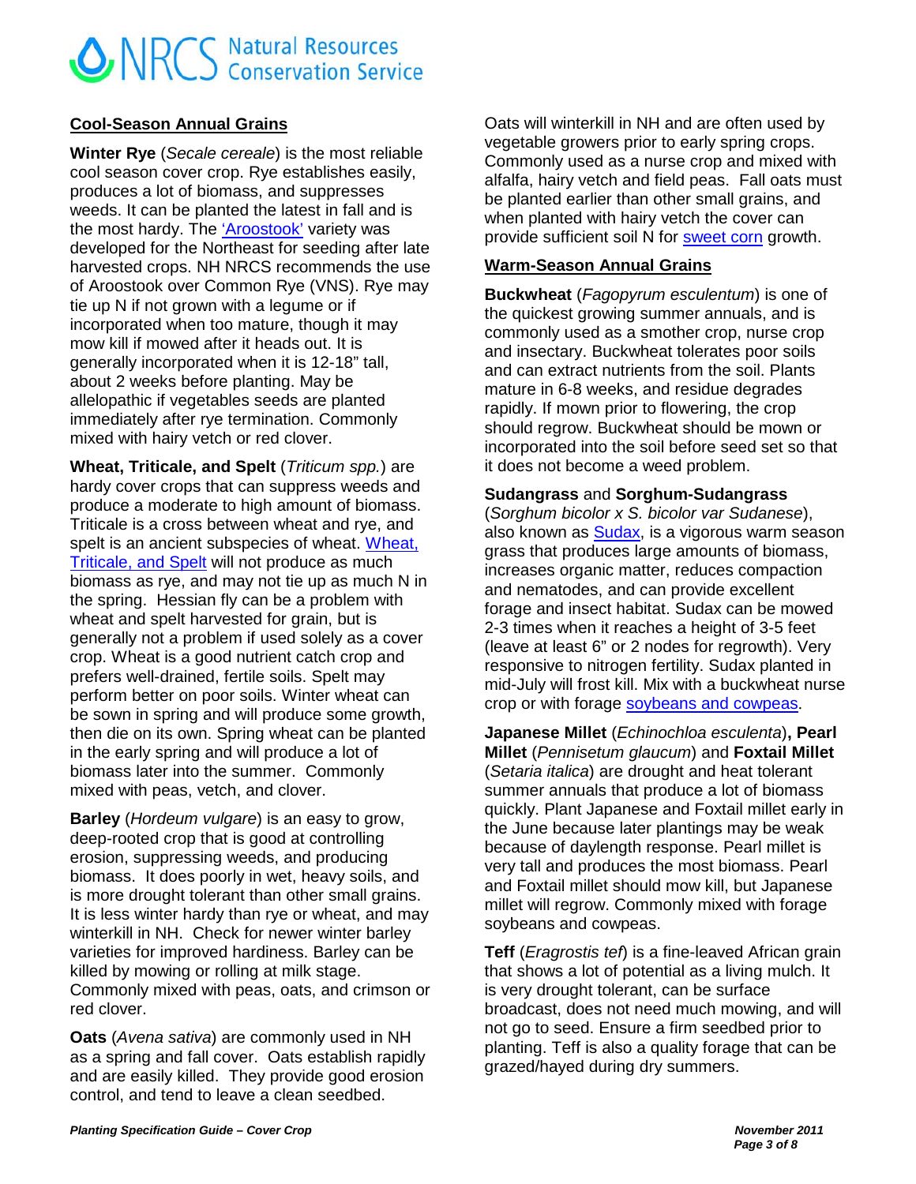## Cool-Season Annual Grains

**Winter Rye** (*Secale cereale*) is the most reliable cool season cover crop. Rye establishes easily, produces a lot of biomass, and suppresses weeds. It can be planted the latest in fall and is the most hardy. The 'Aroostook' variety was developed for the Northeast for seeding after late harvested crops. NH NRCS recommends the use of Aroostook over Common Rye (VNS). Rye may tie up N if not grown with a legume or if incorporated when too mature, though it may mow kill if mowed after it heads out. It is generally incorporated when it is 12-18" tall, about 2 weeks before planting. May be allelopathic if vegetables seeds are planted immediately after rye termination. Commonly mixed with hairy vetch or red clover.

**Wheat, Triticale, and Spelt** (*Triticum spp.*) are hardy cover crops that can suppress weeds and produce a moderate to high amount of biomass. Triticale is a cross between wheat and rye, and spelt is an ancient subspecies of wheat. Wheat, Triticale, and Spelt will not produce as much biomass as rye, and may not tie up as much N in the spring. Hessian fly can be a problem with wheat and spelt harvested for grain, but is generally not a problem if used solely as a cover crop. Wheat is a good nutrient catch crop and prefers well-drained, fertile soils. Spelt may perform better on poor soils. Winter wheat can be sown in spring and will produce some growth, then die on its own. Spring wheat can be planted in the early spring and will produce a lot of biomass later into the summer. Commonly mixed with peas, vetch, and clover.

**Barley** (*Hordeum vulgare*) is an easy to grow, deep-rooted crop that is good at controlling erosion, suppressing weeds, and producing biomass. It does poorly in wet, heavy soils, and is more drought tolerant than other small grains. It is less winter hardy than rye or wheat, and may winterkill in NH. Check for newer winter barley varieties for improved hardiness. Barley can be killed by mowing or rolling at milk stage. Commonly mixed with peas, oats, and crimson or red clover.

**Oats** (*Avena sativa*) are commonly used in NH as a spring and fall cover. Oats establish rapidly and are easily killed. They provide good erosion control, and tend to leave a clean seedbed. Oats will winterkill in NH and are often used by vegetable growers prior to early spring crops. Commonly used as a nurse crop and mixed with alfalfa, hairy vetch and field peas. Fall oats must be planted earlier than other small grains, and when planted with hairy vetch the cover can provide sufficient soil N for sweet corn growth.

## Warm-Season Annual Grains

**Buckwheat** (*Fagopyrum esculentum*) is one of the quickest growing summer annuals, and is commonly used as a smother crop, nurse crop and insectary. Buckwheat tolerates poor soils and can extract nutrients from the soil. Plants mature in 6-8 weeks, and residue degrades rapidly. If mown prior to flowering, the crop should regrow. Buckwheat should be mown or incorporated into the soil before seed set so that it does not become a weed problem.

**Sudangrass** and **Sorghum-Sudangrass** (*Sorghum bicolor x S. bicolor var Sudanese*), also known as Sudax, is a vigorous warm season grass that produces large amounts of biomass, increases organic matter, reduces compaction and nematodes, and can provide excellent forage and insect habitat. Sudax can be mowed 2-3 times when it reaches a height of 3-5 feet (leave at least 6" or 2 nodes for regrowth). Very responsive to nitrogen fertility. Sudax planted in mid-July will frost kill. Mix with a buckwheat nurse crop or with forage soybeans and cowpeas.

**Japanese Millet** (*Echinochloa esculenta*)**, Pearl Millet** (*Pennisetum glaucum*) and **Foxtail Millet** (*Setaria italica*) are drought and heat tolerant summer annuals that produce a lot of biomass quickly. Plant Japanese and Foxtail millet early in the June because later plantings may be weak because of daylength response. Pearl millet is very tall and produces the most biomass. Pearl and Foxtail millet should mow kill, but Japanese millet will regrow. Commonly mixed with forage soybeans and cowpeas.

**Teff** (*Eragrostis tef*) is a fine-leaved African grain that shows a lot of potential as a living mulch. It is very drought tolerant, can be surface broadcast, does not need much mowing, and will not go to seed. Ensure a firm seedbed prior to planting. Teff is also a quality forage that can be grazed/hayed during dry summers.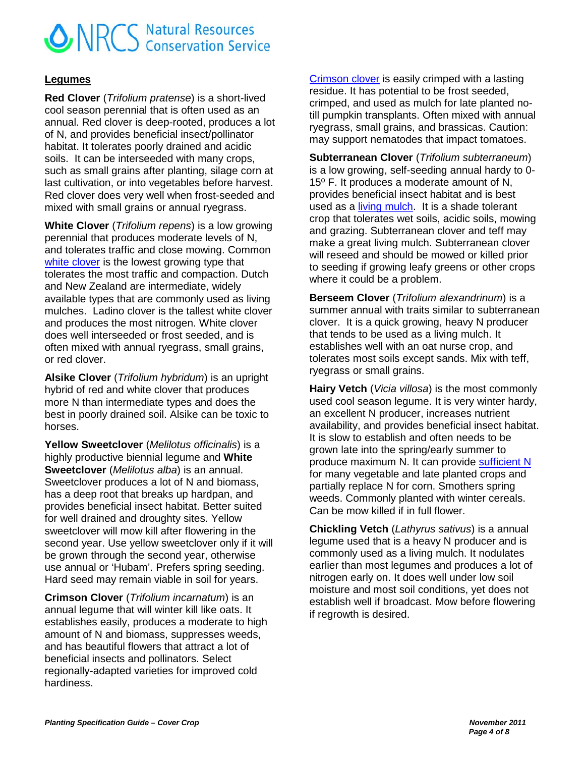## Legumes

**Red Clover** (*Trifolium pratense*) is a short-lived cool season perennial that is often used as an annual. Red clover is deep-rooted, produces a lot of N, and provides beneficial insect/pollinator habitat. It tolerates poorly drained and acidic soils. It can be interseeded with many crops, such as small grains after planting, silage corn at last cultivation, or into vegetables before harvest. Red clover does very well when frost-seeded and mixed with small grains or annual ryegrass.

**White Clover** (*Trifolium repens*) is a low growing perennial that produces moderate levels of N, and tolerates traffic and close mowing. Common white clover is the lowest growing type that tolerates the most traffic and compaction. Dutch and New Zealand are intermediate, widely available types that are commonly used as living mulches. Ladino clover is the tallest white clover and produces the most nitrogen. White clover does well interseeded or frost seeded, and is often mixed with annual ryegrass, small grains, or red clover.

**Alsike Clover** (*Trifolium hybridum*) is an upright hybrid of red and white clover that produces more N than intermediate types and does the best in poorly drained soil. Alsike can be toxic to horses.

**Yellow Sweetclover** (*Melilotus officinalis*) is a highly productive biennial legume and **White Sweetclover** (*Melilotus alba*) is an annual. Sweetclover produces a lot of N and biomass, has a deep root that breaks up hardpan, and provides beneficial insect habitat. Better suited for well drained and droughty sites. Yellow sweetclover will mow kill after flowering in the second year. Use yellow sweetclover only if it will be grown through the second year, otherwise use annual or 'Hubam'. Prefers spring seeding. Hard seed may remain viable in soil for years.

**Crimson Clover** (*Trifolium incarnatum*) is an annual legume that will winter kill like oats. It establishes easily, produces a moderate to high amount of N and biomass, suppresses weeds, and has beautiful flowers that attract a lot of beneficial insects and pollinators. Select regionally-adapted varieties for improved cold hardiness.

Crimson clover is easily crimped with a lasting residue. It has potential to be frost seeded, crimped, and used as mulch for late planted no-till pumpkin transplants. Often mixed with annual ryegrass, small grains, and brassicas. Caution: may support nematodes that impact tomatoes.

**Subterranean Clover** (*Trifolium subterraneum*) is a low growing, self-seeding annual hardy to 0-15º F. It produces a moderate amount of N, provides beneficial insect habitat and is best used as a living mulch. It is a shade tolerant crop that tolerates wet soils, acidic soils, mowing and grazing. Subterranean clover and teff may make a great living mulch. Subterranean clover will reseed and should be mowed or killed prior to seeding if growing leafy greens or other crops where it could be a problem.

**Berseem Clover** (*Trifolium alexandrinum*) is a summer annual with traits similar to subterranean clover. It is a quick growing, heavy N producer that tends to be used as a living mulch. It establishes well with an oat nurse crop, and tolerates most soils except sands. Mix with teff, ryegrass or small grains.

**Hairy Vetch** (*Vicia villosa*) is the most commonly used cool season legume. It is very winter hardy, an excellent N producer, increases nutrient availability, and provides beneficial insect habitat. It is slow to establish and often needs to be grown late into the spring/early summer to produce maximum N. It can provide sufficient N for many vegetable and late planted crops and partially replace N for corn. Smothers spring weeds. Commonly planted with winter cereals. Can be mow killed if in full flower.

**Chickling Vetch** (*Lathyrus sativus*) is a annual legume used that is a heavy N producer and is commonly used as a living mulch. It nodulates earlier than most legumes and produces a lot of nitrogen early on. It does well under low soil moisture and most soil conditions, yet does not establish well if broadcast. Mow before flowering if regrowth is desired.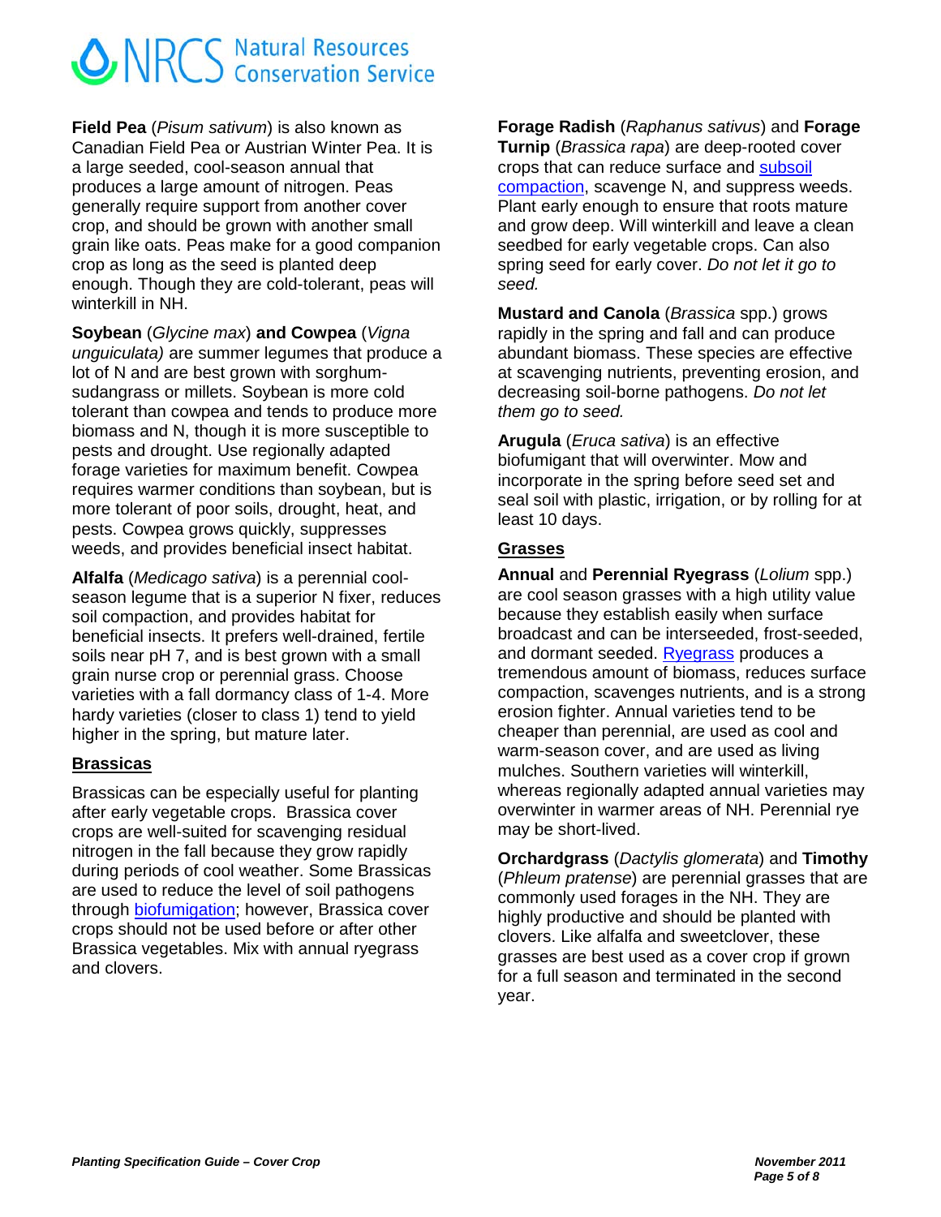**Field Pea** (*Pisum sativum*) is also known as Canadian Field Pea or Austrian Winter Pea. It is a large seeded, cool-season annual that produces a large amount of nitrogen. Peas generally require support from another cover crop, and should be grown with another small grain like oats. Peas make for a good companion crop as long as the seed is planted deep enough. Though they are cold-tolerant, peas will winterkill in NH.

**Soybean** (*Glycine max*) **and Cowpea** (*Vigna unguiculata)* are summer legumes that produce a lot of N and are best grown with sorghum-sudangrass or millets. Soybean is more cold tolerant than cowpea and tends to produce more biomass and N, though it is more susceptible to pests and drought. Use regionally adapted forage varieties for maximum benefit. Cowpea requires warmer conditions than soybean, but is more tolerant of poor soils, drought, heat, and pests. Cowpea grows quickly, suppresses weeds, and provides beneficial insect habitat.

**Alfalfa** (*Medicago sativa*) is a perennial cool-season legume that is a superior N fixer, reduces soil compaction, and provides habitat for beneficial insects. It prefers well-drained, fertile soils near pH 7, and is best grown with a small grain nurse crop or perennial grass. Choose varieties with a fall dormancy class of 1-4. More hardy varieties (closer to class 1) tend to yield higher in the spring, but mature later.

## Brassicas

Brassicas can be especially useful for planting after early vegetable crops. Brassica cover crops are well-suited for scavenging residual nitrogen in the fall because they grow rapidly during periods of cool weather. Some Brassicas are used to reduce the level of soil pathogens through biofumigation; however, Brassica cover crops should not be used before or after other Brassica vegetables. Mix with annual ryegrass and clovers.

**Forage Radish** (*Raphanus sativus*) and **Forage Turnip** (*Brassica rapa*) are deep-rooted cover crops that can reduce surface and subsoil compaction, scavenge N, and suppress weeds. Plant early enough to ensure that roots mature and grow deep. Will winterkill and leave a clean seedbed for early vegetable crops. Can also spring seed for early cover. *Do not let it go to seed.*

**Mustard and Canola** (*Brassica* spp.) grows rapidly in the spring and fall and can produce abundant biomass. These species are effective at scavenging nutrients, preventing erosion, and decreasing soil-borne pathogens. *Do not let them go to seed.*

**Arugula** (*Eruca sativa*) is an effective biofumigant that will overwinter. Mow and incorporate in the spring before seed set and seal soil with plastic, irrigation, or by rolling for at least 10 days.

## Grasses

**Annual** and **Perennial Ryegrass** (*Lolium* spp.) are cool season grasses with a high utility value because they establish easily when surface broadcast and can be interseeded, frost-seeded, and dormant seeded. Ryegrass produces a tremendous amount of biomass, reduces surface compaction, scavenges nutrients, and is a strong erosion fighter. Annual varieties tend to be cheaper than perennial, are used as cool and warm-season cover, and are used as living mulches. Southern varieties will winterkill, whereas regionally adapted annual varieties may overwinter in warmer areas of NH. Perennial rye may be short-lived.

**Orchardgrass** (*Dactylis glomerata*) and **Timothy** (*Phleum pratense*) are perennial grasses that are commonly used forages in the NH. They are highly productive and should be planted with clovers. Like alfalfa and sweetclover, these grasses are best used as a cover crop if grown for a full season and terminated in the second year.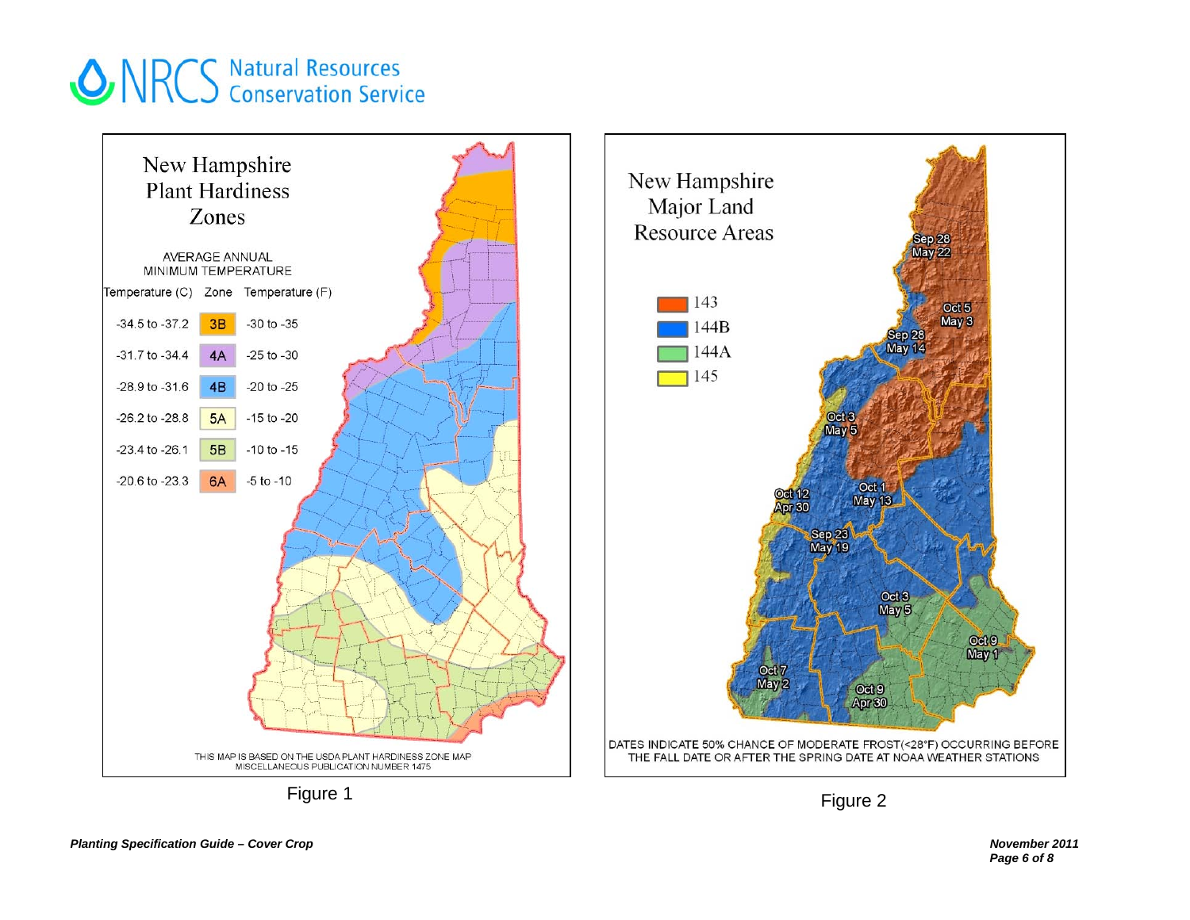## New Hampshire Plant Hardiness Zones

AVERAGE ANNUAL MINIMUM TEMPERATURE

| Temperature (C) | Zone | Temperature (F) |
| --- | --- | --- |
| -34.5 to -37.2 | 3B | -30 to -35 |
| -31.7 to -34.4 | 4A | -25 to -30 |
| -28.9 to -31.6 | 4B | -20 to -25 |
| -26.2 to -28.8 | 5A | -15 to -20 |
| -23.4 to -26.1 | 5B | -10 to -15 |
| -20.6 to -23.3 | 6A | -5 to -10 |

THIS MAP IS BASED ON THE USDA PLANT HARDINESS ZONE MAP MISCELLANEOUS PUBLICATION NUMBER 1475

Figure 1

## New Hampshire Major Land Resource Areas

- 143
- 144B
- 144A
- 145

Sep 28 / May 22; Oct 5 / May 3; Sep 28 / May 14; Oct 3 / May 5; Oct 12 / Apr 30; Oct 1 / May 13; Sep 23 / May 19; Oct 3 / May 5; Oct 9 / May 1; Oct 7 / May 2; Oct 9 / Apr 30

DATES INDICATE 50% CHANCE OF MODERATE FROST(<28°F) OCCURRING BEFORE THE FALL DATE OR AFTER THE SPRING DATE AT NOAA WEATHER STATIONS

Figure 2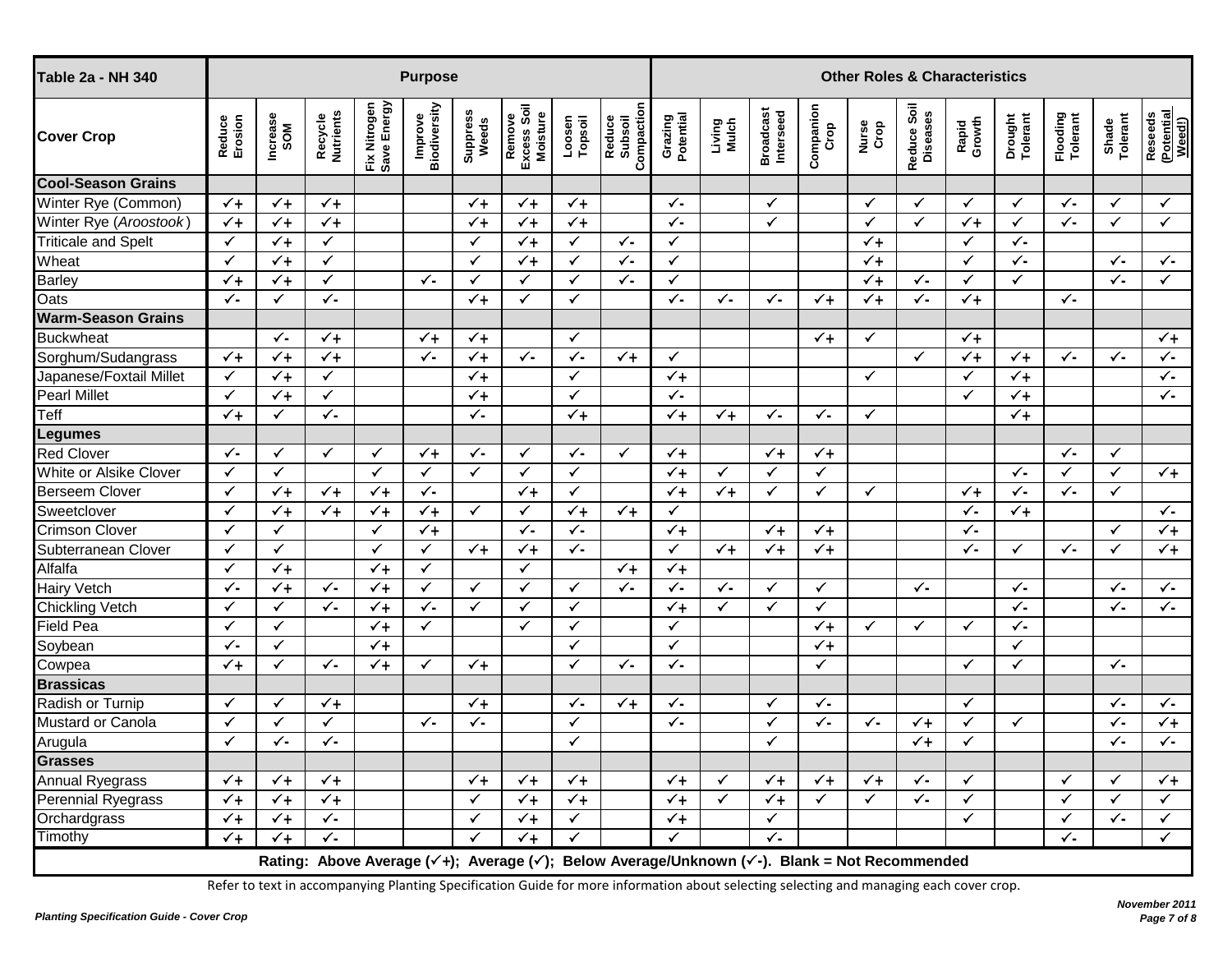| Table 2a - NH 340 | Purpose | | | | | | | | | Other Roles & Characteristics | | | | | | | | | | |
|---|---|---|---|---|---|---|---|---|---|---|---|---|---|---|---|---|---|---|---|---|
| **Cover Crop** | Reduce Erosion | Increase SOM | Recycle Nutrients | Fix Nitrogen Save Energy | Improve Biodiversity | Suppress Weeds | Remove Excess Soil Moisture | Loosen Topsoil | Reduce Subsoil Compaction | Grazing Potential | Living Mulch | Broadcast Interseed | Companion Crop | Nurse Crop | Reduce Soil Diseases | Rapid Growth | Drought Tolerant | Flooding Tolerant | Shade Tolerant | Reseeds (Potential Weed!) |
| **Cool-Season Grains** | | | | | | | | | | | | | | | | | | | | |
| Winter Rye (Common) | ✓+ | ✓+ | ✓+ | | | ✓+ | ✓+ | ✓+ | | ✓- | | ✓ | | ✓ | ✓ | ✓ | ✓ | ✓- | ✓ | ✓ |
| Winter Rye (*Aroostook*) | ✓+ | ✓+ | ✓+ | | | ✓+ | ✓+ | ✓+ | | ✓- | | ✓ | | ✓ | ✓ | ✓+ | ✓ | ✓- | ✓ | ✓ |
| Triticale and Spelt | ✓ | ✓+ | ✓ | | | ✓ | ✓+ | ✓ | ✓- | ✓ | | | | ✓+ | | ✓ | ✓- | | | |
| Wheat | ✓ | ✓+ | ✓ | | | ✓ | ✓+ | ✓ | ✓- | ✓ | | | | ✓+ | | ✓ | ✓- | | ✓- | ✓- |
| Barley | ✓+ | ✓+ | ✓ | | ✓- | ✓ | ✓ | ✓ | ✓- | ✓ | | | | ✓+ | ✓- | ✓ | ✓ | | ✓- | ✓ |
| Oats | ✓- | ✓ | ✓- | | | ✓+ | ✓ | ✓ | | ✓- | ✓- | ✓- | ✓+ | ✓+ | ✓- | ✓+ | | ✓- | | |
| **Warm-Season Grains** | | | | | | | | | | | | | | | | | | | | |
| Buckwheat | | ✓- | ✓+ | | ✓+ | ✓+ | | ✓ | | | | | ✓+ | ✓ | | ✓+ | | | | ✓+ |
| Sorghum/Sudangrass | ✓+ | ✓+ | ✓+ | | ✓- | ✓+ | ✓- | ✓- | ✓+ | ✓ | | | | | ✓ | ✓+ | ✓+ | ✓- | ✓- | ✓- |
| Japanese/Foxtail Millet | ✓ | ✓+ | ✓ | | | ✓+ | | ✓ | | ✓+ | | | | ✓ | | ✓ | ✓+ | | | ✓- |
| Pearl Millet | ✓ | ✓+ | ✓ | | | ✓+ | | ✓ | | ✓- | | | | | | ✓ | ✓+ | | | ✓- |
| Teff | ✓+ | ✓ | ✓- | | | ✓- | | ✓+ | | ✓+ | ✓+ | ✓- | ✓- | ✓ | | | ✓+ | | | |
| **Legumes** | | | | | | | | | | | | | | | | | | | | |
| Red Clover | ✓- | ✓ | ✓ | ✓ | ✓+ | ✓- | ✓ | ✓- | ✓ | ✓+ | | ✓+ | ✓+ | | | | | ✓- | ✓ | |
| White or Alsike Clover | ✓ | ✓ | | ✓ | ✓ | ✓ | ✓ | ✓ | | ✓+ | ✓ | ✓ | ✓ | | | | ✓- | ✓ | ✓ | ✓+ |
| Berseem Clover | ✓ | ✓+ | ✓+ | ✓+ | ✓- | | ✓+ | ✓ | | ✓+ | ✓+ | ✓ | ✓ | ✓ | | ✓+ | ✓- | ✓- | ✓ | |
| Sweetclover | ✓ | ✓+ | ✓+ | ✓+ | ✓+ | ✓ | ✓ | ✓+ | ✓+ | ✓ | | | | | | ✓- | ✓+ | | | ✓- |
| Crimson Clover | ✓ | ✓ | | ✓ | ✓+ | | ✓- | ✓- | | ✓+ | | ✓+ | ✓+ | | | ✓- | | | ✓ | ✓+ |
| Subterranean Clover | ✓ | ✓ | | ✓ | ✓ | ✓+ | ✓+ | ✓- | | ✓ | ✓+ | ✓+ | ✓+ | | | ✓- | ✓ | ✓- | ✓ | ✓+ |
| Alfalfa | ✓ | ✓+ | | ✓+ | ✓ | | ✓ | | ✓+ | ✓+ | | | | | | | | | | |
| Hairy Vetch | ✓- | ✓+ | ✓- | ✓+ | ✓ | ✓ | ✓ | ✓ | ✓- | ✓- | ✓- | ✓ | ✓ | | ✓- | | ✓- | | ✓- | ✓- |
| Chickling Vetch | ✓ | ✓ | ✓- | ✓+ | ✓- | ✓ | ✓ | ✓ | | ✓+ | ✓ | ✓ | ✓ | | | | ✓- | | ✓- | ✓- |
| Field Pea | ✓ | ✓ | | ✓+ | ✓ | | ✓ | ✓ | | ✓ | | | ✓+ | ✓ | ✓ | ✓ | ✓- | | | |
| Soybean | ✓- | ✓ | | ✓+ | | | | ✓ | | ✓ | | | ✓+ | | | | ✓ | | | |
| Cowpea | ✓+ | ✓ | ✓- | ✓+ | ✓ | ✓+ | | ✓ | ✓- | ✓- | | | ✓ | | | ✓ | ✓ | | ✓- | |
| **Brassicas** | | | | | | | | | | | | | | | | | | | | |
| Radish or Turnip | ✓ | ✓ | ✓+ | | | ✓+ | | ✓- | ✓+ | ✓- | | ✓ | ✓- | | | ✓ | | | ✓- | ✓- |
| Mustard or Canola | ✓ | ✓ | ✓ | | ✓- | ✓- | | ✓ | | ✓- | | ✓ | ✓- | ✓- | ✓+ | ✓ | ✓ | | ✓- | ✓+ |
| Arugula | ✓ | ✓- | ✓- | | | | | ✓ | | | | ✓ | | | ✓+ | ✓ | | | ✓- | ✓- |
| **Grasses** | | | | | | | | | | | | | | | | | | | | |
| Annual Ryegrass | ✓+ | ✓+ | ✓+ | | | ✓+ | ✓+ | ✓+ | | ✓+ | ✓ | ✓+ | ✓+ | ✓+ | ✓- | ✓ | | ✓ | ✓ | ✓+ |
| Perennial Ryegrass | ✓+ | ✓+ | ✓+ | | | ✓ | ✓+ | ✓+ | | ✓+ | ✓ | ✓+ | ✓ | ✓ | ✓- | ✓ | | ✓ | ✓ | ✓ |
| Orchardgrass | ✓+ | ✓+ | ✓- | | | ✓ | ✓+ | ✓ | | ✓+ | | ✓ | | | | ✓ | | ✓ | ✓- | ✓ |
| Timothy | ✓+ | ✓+ | ✓- | | | ✓ | ✓+ | ✓ | | ✓ | | ✓- | | | | | | ✓- | | ✓ |

**Rating: Above Average (✓+); Average (✓); Below Average/Unknown (✓-). Blank = Not Recommended**

Refer to text in accompanying Planting Specification Guide for more information about selecting selecting and managing each cover crop.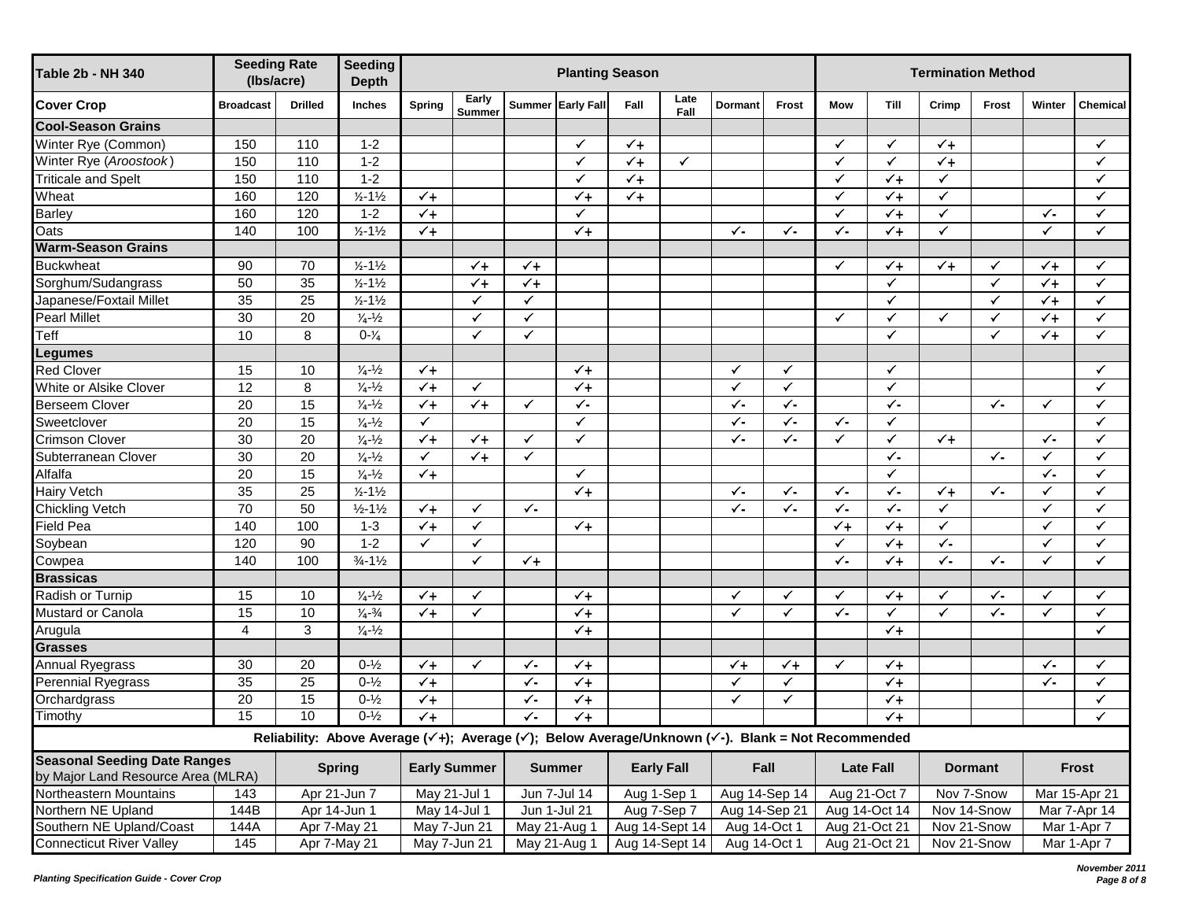| Table 2b - NH 340 | Seeding Rate (lbs/acre) | | Seeding Depth | Planting Season | | | | | | | | Termination Method | | | | | |
|---|---|---|---|---|---|---|---|---|---|---|---|---|---|---|---|---|---|
| **Cover Crop** | **Broadcast** | **Drilled** | **Inches** | **Spring** | **Early Summer** | **Summer** | **Early Fall** | **Fall** | **Late Fall** | **Dormant** | **Frost** | **Mow** | **Till** | **Crimp** | **Frost** | **Winter** | **Chemical** |
| **Cool-Season Grains** | | | | | | | | | | | | | | | | | |
| Winter Rye (Common) | 150 | 110 | 1-2 | | | | ✓ | ✓+ | | | | ✓ | ✓ | ✓+ | | | ✓ |
| Winter Rye (*Aroostook*) | 150 | 110 | 1-2 | | | | ✓ | ✓+ | ✓ | | | ✓ | ✓ | ✓+ | | | ✓ |
| Triticale and Spelt | 150 | 110 | 1-2 | | | | ✓ | ✓+ | | | | ✓ | ✓+ | ✓ | | | ✓ |
| Wheat | 160 | 120 | ½-1½ | ✓+ | | | ✓+ | ✓+ | | | | ✓ | ✓+ | ✓ | | | ✓ |
| Barley | 160 | 120 | 1-2 | ✓+ | | | ✓ | | | | | ✓ | ✓+ | ✓ | | ✓- | ✓ |
| Oats | 140 | 100 | ½-1½ | ✓+ | | | ✓+ | | | ✓- | ✓- | ✓- | ✓+ | ✓ | | ✓ | ✓ |
| **Warm-Season Grains** | | | | | | | | | | | | | | | | | |
| Buckwheat | 90 | 70 | ½-1½ | | ✓+ | ✓+ | | | | | | ✓ | ✓+ | ✓+ | ✓ | ✓+ | ✓ |
| Sorghum/Sudangrass | 50 | 35 | ½-1½ | | ✓+ | ✓+ | | | | | | | ✓ | | ✓ | ✓+ | ✓ |
| Japanese/Foxtail Millet | 35 | 25 | ½-1½ | | ✓ | ✓ | | | | | | | ✓ | | ✓ | ✓+ | ✓ |
| Pearl Millet | 30 | 20 | ¼-½ | | ✓ | ✓ | | | | | | ✓ | ✓ | ✓ | ✓ | ✓+ | ✓ |
| Teff | 10 | 8 | 0-¼ | | ✓ | ✓ | | | | | | | ✓ | | ✓ | ✓+ | ✓ |
| **Legumes** | | | | | | | | | | | | | | | | | |
| Red Clover | 15 | 10 | ¼-½ | ✓+ | | | ✓+ | | | ✓ | ✓ | | ✓ | | | | ✓ |
| White or Alsike Clover | 12 | 8 | ¼-½ | ✓+ | ✓ | | ✓+ | | | ✓ | ✓ | | ✓ | | | | ✓ |
| Berseem Clover | 20 | 15 | ¼-½ | ✓+ | ✓+ | ✓ | ✓- | | | ✓- | ✓- | | ✓- | | ✓- | ✓ | ✓ |
| Sweetclover | 20 | 15 | ¼-½ | ✓ | | | ✓ | | | ✓- | ✓- | ✓- | ✓ | | | | ✓ |
| Crimson Clover | 30 | 20 | ¼-½ | ✓+ | ✓+ | ✓ | ✓ | | | ✓- | ✓- | ✓ | ✓ | ✓+ | | ✓- | ✓ |
| Subterranean Clover | 30 | 20 | ¼-½ | ✓ | ✓+ | ✓ | | | | | | | ✓- | | ✓- | ✓ | ✓ |
| Alfalfa | 20 | 15 | ¼-½ | ✓+ | | | ✓ | | | | | | ✓ | | | ✓- | ✓ |
| Hairy Vetch | 35 | 25 | ½-1½ | | | | ✓+ | | | ✓- | ✓- | ✓- | ✓- | ✓+ | ✓- | ✓ | ✓ |
| Chickling Vetch | 70 | 50 | ½-1½ | ✓+ | ✓ | ✓- | | | | ✓- | ✓- | ✓- | ✓- | ✓ | | ✓ | ✓ |
| Field Pea | 140 | 100 | 1-3 | ✓+ | ✓ | | ✓+ | | | | | ✓+ | ✓+ | ✓ | | ✓ | ✓ |
| Soybean | 120 | 90 | 1-2 | ✓ | ✓ | | | | | | | ✓ | ✓+ | ✓- | | ✓ | ✓ |
| Cowpea | 140 | 100 | ¾-1½ | | ✓ | ✓+ | | | | | | ✓- | ✓+ | ✓- | ✓- | ✓ | ✓ |
| **Brassicas** | | | | | | | | | | | | | | | | | |
| Radish or Turnip | 15 | 10 | ¼-½ | ✓+ | ✓ | | ✓+ | | | ✓ | ✓ | ✓ | ✓+ | ✓ | ✓- | ✓ | ✓ |
| Mustard or Canola | 15 | 10 | ¼-¾ | ✓+ | ✓ | | ✓+ | | | ✓ | ✓ | ✓- | ✓ | ✓ | ✓- | ✓ | ✓ |
| Arugula | 4 | 3 | ¼-½ | | | | ✓+ | | | | | | ✓+ | | | | ✓ |
| **Grasses** | | | | | | | | | | | | | | | | | |
| Annual Ryegrass | 30 | 20 | 0-½ | ✓+ | ✓ | ✓- | ✓+ | | | ✓+ | ✓+ | ✓ | ✓+ | | | ✓- | ✓ |
| Perennial Ryegrass | 35 | 25 | 0-½ | ✓+ | | ✓- | ✓+ | | | ✓ | ✓ | | ✓+ | | | ✓- | ✓ |
| Orchardgrass | 20 | 15 | 0-½ | ✓+ | | ✓- | ✓+ | | | ✓ | ✓ | | ✓+ | | | | ✓ |
| Timothy | 15 | 10 | 0-½ | ✓+ | | ✓- | ✓+ | | | | | | ✓+ | | | | ✓ |

**Reliability: Above Average (✓+); Average (✓); Below Average/Unknown (✓-). Blank = Not Recommended**

| Seasonal Seeding Date Ranges by Major Land Resource Area (MLRA) | | Spring | Early Summer | Summer | Early Fall | Fall | Late Fall | Dormant | Frost |
|---|---|---|---|---|---|---|---|---|---|
| Northeastern Mountains | 143 | Apr 21-Jun 7 | May 21-Jul 1 | Jun 7-Jul 14 | Aug 1-Sep 1 | Aug 14-Sep 14 | Aug 21-Oct 7 | Nov 7-Snow | Mar 15-Apr 21 |
| Northern NE Upland | 144B | Apr 14-Jun 1 | May 14-Jul 1 | Jun 1-Jul 21 | Aug 7-Sep 7 | Aug 14-Sep 21 | Aug 14-Oct 14 | Nov 14-Snow | Mar 7-Apr 14 |
| Southern NE Upland/Coast | 144A | Apr 7-May 21 | May 7-Jun 21 | May 21-Aug 1 | Aug 14-Sept 14 | Aug 14-Oct 1 | Aug 21-Oct 21 | Nov 21-Snow | Mar 1-Apr 7 |
| Connecticut River Valley | 145 | Apr 7-May 21 | May 7-Jun 21 | May 21-Aug 1 | Aug 14-Sept 14 | Aug 14-Oct 1 | Aug 21-Oct 21 | Nov 21-Snow | Mar 1-Apr 7 |